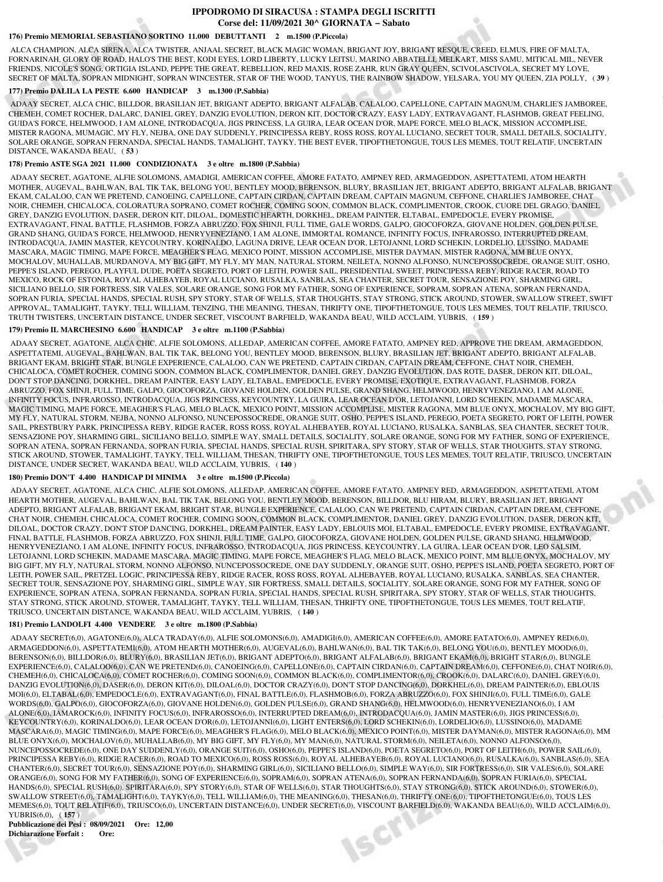# IPPODROMO DI SIRACUSA : STAMPA DEGLI ISCRITTI

## Corse del: 11/09/2021 30^ GIORNATA – Sabato

### 176) Premio MEMORIAL SEBASTIANO SORTINO 11.000 DEBUTTANTI 2 m.1500 (P.Piccola)

ALCA CHAMPION, ALCA SIRENA, ALCA TWISTER, ANJAAL SECRET, BLACK MAGIC WOMAN, BRIGANT JOY, BRIGANT RESQUE, CREED, ELMUS, FIRE OF MALTA, FORNARINAH, GLORY OF ROAD, HALO'S THE BEST, KODI EYES, LORD LIBERTY, LUCKY LEITSU, MARINO ABBATELLI, MELKART, MISS SAMU, MITICAL MIL, NEVER FRIENDS, NICOLE'S SONG, ORTIGIA ISLAND, PEPPE THE GREAT, REBELLION, RED MAXIS, ROSE ZAHR, RUN GRAY QUEEN, SCIVOLASCIVOLA, SECRET MY LOVE, SECRET OF MALTA, SOPRAN MIDNIGHT, SOPRAN WINCESTER, STAR OF THE WOOD, TANYUS, THE RAINBOW SHADOW, YELSARA, YOU MY QUEEN, ZIA POLLY, ( **39** )

### 177) Premio DALILA LA PESTE 6.600 HANDICAP 3 m.1300 (P.Sabbia)

ADAAY SECRET, ALCA CHIC, BILLDOR, BRASILIAN JET, BRIGANT ADEPTO, BRIGANT ALFALAB, CALALOO, CAPELLONE, CAPTAIN MAGNUM, CHARLIE'S JAMBOREE, CHEMEH, COMET ROCHER, DALARC, DANIEL GREY, DANZIG EVOLUTION, DERON KIT, DOCTOR CRAZY, EASY LADY, EXTRAVAGANT, FLASHMOB, GREAT FEELING, GUIDA'S FORCE, HELMWOOD, I AM ALONE, INTRODACQUA, JIGS PRINCESS, LA GUIRA, LEAR OCEAN D'OR, MAPE FORCE, MELO BLACK, MISSION ACCOMPLISE, MISTER RAGONA, MUMAGIC, MY FLY, NEJBA, ONE DAY SUDDENLY, PRINCIPESSA REBY, ROSS ROSS, ROYAL LUCIANO, SECRET TOUR, SMALL DETAILS, SOCIALITY, SOLARE ORANGE, SOPRAN FERNANDA, SPECIAL HANDS, TAMALIGHT, TAYKY, THE BEST EVER, TIPOFTHETONGUE, TOUS LES MEMES, TOUT RELATIF, UNCERTAIN DISTANCE, WAKANDA BEAU, ( **53** )

### 178) Premio ASTE SGA 2021 11.000 CONDIZIONATA 3 e oltre m.1800 (P.Sabbia)

ADAAY SECRET, AGATONE, ALFIE SOLOMONS, AMADIGI, AMERICAN COFFEE, AMORE FATATO, AMPNEY RED, ARMAGEDDON, ASPETTATEMI, ATOM HEARTH MOTHER, AUGEVAL, BAHLWAN, BAL TIK TAK, BELONG YOU, BENTLEY MOOD, BERENSON, BLURY, BRASILIAN JET, BRIGANT ADEPTO, BRIGANT ALFALAB, BRIGANT EKAM, CALALOO, CAN WE PRETEND, CANOEING, CAPELLONE, CAPTAIN CIRDAN, CAPTAIN DREAM, CAPTAIN MAGNUM, CEFFONE, CHARLIE'S JAMBOREE, CHAT NOIR, CHEMEH, CHICALOCA, COLORATURA SOPRANO, COMET ROCHER, COMING SOON, COMMON BLACK, COMPLIMENTOR, CROOK, CUORE DEL GRAGO, DANIEL GREY, DANZIG EVOLUTION, DASER, DERON KIT, DILOAL, DOMESTIC HEARTH, DORKHEL, DREAM PAINTER, ELTABAL, EMPEDOCLE, EVERY PROMISE, EXTRAVAGANT, FINAL BATTLE, FLASHMOB, FORZA ABRUZZO, FOX SHINJI, FULL TIME, GALE WORDS, GALPO, GIOCOFORZA, GIOVANE HOLDEN, GOLDEN PULSE, GRAND SHANG, GUIDA'S FORCE, HELMWOOD, HENRYVENEZIANO, I AM ALONE, IMMORTAL ROMANCE, INFINITY FOCUS, INFRAROSSO, INTERRUPTED DREAM, INTRODACQUA, JAMIN MASTER, KEYCOUNTRY, KORINALDO, LAGUNA DRIVE, LEAR OCEAN D'OR, LETOJANNI, LORD SCHEKIN, LORDELIO, LUSSINO, MADAME MASCARA, MAGIC TIMING, MAPE FORCE, MEAGHER'S FLAG, MEXICO POINT, MISSION ACCOMPLISE, MISTER DAYMAN, MISTER RAGONA, MM BLUE ONYX, MOCHALOV, MUHALLAB, MURDANOVA, MY BIG GIFT, MY FLY, MY MAN, NATURAL STORM, NEILETA, NONNO ALFONSO, NUNCEPOSSOCREDE, ORANGE SUIT, OSHO, PEPPE'S ISLAND, PEREGO, PLAYFUL DUDE, POETA SEGRETO, PORT OF LEITH, POWER SAIL, PRESIDENTIAL SWEET, PRINCIPESSA REBY, RIDGE RACER, ROAD TO MEXICO, ROCK OF ESTONIA, ROYAL ALHEBAYEB, ROYAL LUCIANO, RUSALKA, SANBLAS, SEA CHANTER, SECRET TOUR, SENSAZIONE POY, SHARMING GIRL, SICILIANO BELLO, SIR FORTRESS, SIR VALES, SOLARE ORANGE, SONG FOR MY FATHER, SONG OF EXPERIENCE, SOPRAM, SOPRAN ATENA, SOPRAN FERNANDA, SOPRAN FURIA, SPECIAL HANDS, SPECIAL RUSH, SPY STORY, STAR OF WELLS, STAR THOUGHTS, STAY STRONG, STICK AROUND, STOWER, SWALLOW STREET, SWIFT APPROVAL, TAMALIGHT, TAYKY, TELL WILLIAM, TENZING, THE MEANING, THESAN, THRIFTY ONE, TIPOFTHETONGUE, TOUS LES MEMES, TOUT RELATIF, TRIUSCO, TRUTH TWISTERS, UNCERTAIN DISTANCE, UNDER SECRET, VISCOUNT BARFIELD, WAKANDA BEAU, WILD ACCLAIM, YUBRIS, ( **159** )

### 179) Premio IL MARCHESINO 6.600 HANDICAP 3 e oltre m.1100 (P.Sabbia)

ADAAY SECRET, AGATONE, ALCA CHIC, ALFIE SOLOMONS, ALLEDAP, AMERICAN COFFEE, AMORE FATATO, AMPNEY RED, APPROVE THE DREAM, ARMAGEDDON, ASPETTATEMI, AUGEVAL, BAHLWAN, BAL TIK TAK, BELONG YOU, BENTLEY MOOD, BERENSON, BLURY, BRASILIAN JET, BRIGANT ADEPTO, BRIGANT ALFALAB, BRIGANT EKAM, BRIGHT STAR, BUNGLE EXPERIENCE, CALALOO, CAN WE PRETEND, CAPTAIN CIRDAN, CAPTAIN DREAM, CEFFONE, CHAT NOIR, CHEMEH, CHICALOCA, COMET ROCHER, COMING SOON, COMMON BLACK, COMPLIMENTOR, DANIEL GREY, DANZIG EVOLUTION, DAS ROTE, DASER, DERON KIT, DILOAL, DON'T STOP DANCING, DORKHEL, DREAM PAINTER, EASY LADY, ELTABAL, EMPEDOCLE, EVERY PROMISE, EXOTIQUE, EXTRAVAGANT, FLASHMOB, FORZA ABRUZZO, FOX SHINJI, FULL TIME, GALPO, GIOCOFORZA, GIOVANE HOLDEN, GOLDEN PULSE, GRAND SHANG, HELMWOOD, HENRYVENEZIANO, I AM ALONE, INFINITY FOCUS, INFRAROSSO, INTRODACQUA, JIGS PRINCESS, KEYCOUNTRY, LA GUIRA, LEAR OCEAN D'OR, LETOJANNI, LORD SCHEKIN, MADAME MASCARA, MAGIC TIMING, MAPE FORCE, MEAGHER'S FLAG, MELO BLACK, MEXICO POINT, MISSION ACCOMPLISE, MISTER RAGONA, MM BLUE ONYX, MOCHALOV, MY BIG GIFT, MY FLY, NATURAL STORM, NEJBA, NONNO ALFONSO, NUNCEPOSSOCREDE, ORANGE SUIT, OSHO, PEPPE'S ISLAND, PEREGO, POETA SEGRETO, PORT OF LEITH, POWER SAIL, PRESTBURY PARK, PRINCIPESSA REBY, RIDGE RACER, ROSS ROSS, ROYAL ALHEBAYEB, ROYAL LUCIANO, RUSALKA, SANBLAS, SEA CHANTER, SECRET TOUR, SENSAZIONE POY, SHARMING GIRL, SICILIANO BELLO, SIMPLE WAY, SMALL DETAILS, SOCIALITY, SOLARE ORANGE, SONG FOR MY FATHER, SONG OF EXPERIENCE, SOPRAN ATENA, SOPRAN FERNANDA, SOPRAN FURIA, SPECIAL HANDS, SPECIAL RUSH, SPIRITARA, SPY STORY, STAR OF WELLS, STAR THOUGHTS, STAY STRONG, STICK AROUND, STOWER, TAMALIGHT, TAYKY, TELL WILLIAM, THESAN, THRIFTY ONE, TIPOFTHETONGUE, TOUS LES MEMES, TOUT RELATIF, TRIUSCO, UNCERTAIN DISTANCE, UNDER SECRET, WAKANDA BEAU, WILD ACCLAIM, YUBRIS, ( **140** )

### 180) Premio DON'T 4.400 HANDICAP DI MINIMA 3 e oltre m.1500 (P.Piccola)

ADAAY SECRET, AGATONE, ALCA CHIC, ALFIE SOLOMONS, ALLEDAP, AMERICAN COFFEE, AMORE FATATO, AMPNEY RED, ARMAGEDDON, ASPETTATEMI, ATOM HEARTH MOTHER, AUGEVAL, BAHLWAN, BAL TIK TAK, BELONG YOU, BENTLEY MOOD, BERENSON, BILLDOR, BLU HIRAM, BLURY, BRASILIAN JET, BRIGANT ADEPTO, BRIGANT ALFALAB, BRIGANT EKAM, BRIGHT STAR, BUNGLE EXPERIENCE, CALALOO, CAN WE PRETEND, CAPTAIN CIRDAN, CAPTAIN DREAM, CEFFONE, CHAT NOIR, CHEMEH, CHICALOCA, COMET ROCHER, COMING SOON, COMMON BLACK, COMPLIMENTOR, DANIEL GREY, DANZIG EVOLUTION, DASER, DERON KIT, DILOAL, DOCTOR CRAZY, DON'T STOP DANCING, DORKHEL, DREAM PAINTER, EASY LADY, EBLOUIS MOI, ELTABAL, EMPEDOCLE, EVERY PROMISE, EXTRAVAGANT, FINAL BATTLE, FLASHMOB, FORZA ABRUZZO, FOX SHINJI, FULL TIME, GALPO, GIOCOFORZA, GIOVANE HOLDEN, GOLDEN PULSE, GRAND SHANG, HELMWOOD, HENRYVENEZIANO, I AM ALONE, INFINITY FOCUS, INFRAROSSO, INTRODACQUA, JIGS PRINCESS, KEYCOUNTRY, LA GUIRA, LEAR OCEAN D'OR, LEO SALSIM, LETOJANNI, LORD SCHEKIN, MADAME MASCARA, MAGIC TIMING, MAPE FORCE, MEAGHER'S FLAG, MELO BLACK, MEXICO POINT, MM BLUE ONYX, MOCHALOV, MY BIG GIFT, MY FLY, NATURAL STORM, NONNO ALFONSO, NUNCEPOSSOCREDE, ONE DAY SUDDENLY, ORANGE SUIT, OSHO, PEPPE'S ISLAND, POETA SEGRETO, PORT OF LEITH, POWER SAIL, PRETZEL LOGIC, PRINCIPESSA REBY, RIDGE RACER, ROSS ROSS, ROYAL ALHEBAYEB, ROYAL LUCIANO, RUSALKA, SANBLAS, SEA CHANTER, SECRET TOUR, SENSAZIONE POY, SHARMING GIRL, SIMPLE WAY, SIR FORTRESS, SMALL DETAILS, SOCIALITY, SOLARE ORANGE, SONG FOR MY FATHER, SONG OF EXPERIENCE, SOPRAN ATENA, SOPRAN FERNANDA, SOPRAN FURIA, SPECIAL HANDS, SPECIAL RUSH, SPIRITARA, SPY STORY, STAR OF WELLS, STAR THOUGHTS, STAY STRONG, STICK AROUND, STOWER, TAMALIGHT, TAYKY, TELL WILLIAM, THESAN, THRIFTY ONE, TIPOFTHETONGUE, TOUS LES MEMES, TOUT RELATIF, TRIUSCO, UNCERTAIN DISTANCE, WAKANDA BEAU, WILD ACCLAIM, YUBRIS, ( **140** )

### 181) Premio LANDOLFI 4.400 VENDERE 3 e oltre m.1800 (P.Sabbia)

ADAAY SECRET(6,0), AGATONE(6,0), ALCA TRADAY(6,0), ALFIE SOLOMONS(6,0), AMADIGI(6,0), AMERICAN COFFEE(6,0), AMORE FATATO(6,0), AMPNEY RED(6,0), ARMAGEDDON(6,0), ASPETTATEMI(6,0), ATOM HEARTH MOTHER(6,0), AUGEVAL(6,0), BAHLWAN(6,0), BAL TIK TAK(6,0), BELONG YOU(6,0), BENTLEY MOOD(6,0), BERENSON(6,0), BILLDOR(6,0), BLURY(6,0), BRASILIAN JET(6,0), BRIGANT ADEPTO(6,0), BRIGANT ALFALAB(6,0), BRIGANT EKAM(6,0), BRIGHT STAR(6,0), BUNGLE EXPERIENCE(6,0), CALALOO(6,0), CAN WE PRETEND(6,0), CANOEING(6,0), CAPELLONE(6,0), CAPTAIN CIRDAN(6,0), CAPTAIN DREAM(6,0), CEFFONE(6,0), CHAT NOIR(6,0), CHEMEH(6,0), CHICALOCA(6,0), COMET ROCHER(6,0), COMING SOON(6,0), COMMON BLACK(6,0), COMPLIMENTOR(6,0), CROOK(6,0), DALARC(6,0), DANIEL GREY(6,0), DANZIG EVOLUTION(6,0), DASER(6,0), DERON KIT(6,0), DILOAL(6,0), DOCTOR CRAZY(6,0), DON'T STOP DANCING(6,0), DORKHEL(6,0), DREAM PAINTER(6,0), EBLOUIS MOI(6,0), ELTABAL(6,0), EMPEDOCLE(6,0), EXTRAVAGANT(6,0), FINAL BATTLE(6,0), FLASHMOB(6,0), FORZA ABRUZZO(6,0), FOX SHINJI(6,0), FULL TIME(6,0), GALE WORDS(6,0), GALPO(6,0), GIOCOFORZA(6,0), GIOVANE HOLDEN(6,0), GOLDEN PULSE(6,0), GRAND SHANG(6,0), HELMWOOD(6,0), HENRYVENEZIANO(6,0), I AM ALONE(6,0), IAMAROCK(6,0), INFINITY FOCUS(6,0), INFRAROSSO(6,0), INTERRUPTED DREAM(6,0), INTRODACQUA(6,0), JAMIN MASTER(6,0), JIGS PRINCESS(6,0), KEYCOUNTRY(6,0), KORINALDO(6,0), LEAR OCEAN D'OR(6,0), LETOJANNI(6,0), LIGHT ENTERS(6,0), LORD SCHEKIN(6,0), LORDELIO(6,0), LUSSINO(6,0), MADAME MASCARA(6,0), MAGIC TIMING(6,0), MAPE FORCE(6,0), MEAGHER'S FLAG(6,0), MELO BLACK(6,0), MEXICO POINT(6,0), MISTER DAYMAN(6,0), MISTER RAGONA(6,0), MM BLUE ONYX(6,0), MOCHALOV(6,0), MUHALLAB(6,0), MY BIG GIFT, MY FLY(6,0), MY MAN(6,0), NATURAL STORM(6,0), NEILETA(6,0), NONNO ALFONSO(6,0), NUNCEPOSSOCREDE(6,0), ONE DAY SUDDENLY(6,0), ORANGE SUIT(6,0), OSHO(6,0), PEPPE'S ISLAND(6,0), POETA SEGRETO(6,0), PORT OF LEITH(6,0), POWER SAIL(6,0), PRINCIPESSA REBY(6,0), RIDGE RACER(6,0), ROAD TO MEXICO(6,0), ROSS ROSS(6,0), ROYAL ALHEBAYEB(6,0), ROYAL LUCIANO(6,0), RUSALKA(6,0), SANBLAS(6,0), SEA CHANTER(6,0), SECRET TOUR(6,0), SENSAZIONE POY(6,0), SHARMING GIRL(6,0), SICILIANO BELLO(6,0), SIMPLE WAY(6,0), SIR FORTRESS(6,0), SIR VALES(6,0), SOLARE ORANGE(6,0), SONG FOR MY FATHER(6,0), SONG OF EXPERIENCE(6,0), SOPRAM(6,0), SOPRAN ATENA(6,0), SOPRAN FERNANDA(6,0), SOPRAN FURIA(6,0), SPECIAL HANDS(6,0), SPECIAL RUSH(6,0), SPIRITARA(6,0), SPY STORY(6,0), STAR OF WELLS(6,0), STAR THOUGHTS(6,0), STAY STRONG(6,0), STICK AROUND(6,0), STOWER(6,0), SWALLOW STREET(6,0), TAMALIGHT(6,0), TAYKY(6,0), TELL WILLIAM(6,0), THE MEANING(6,0), THESAN(6,0), THRIFTY ONE(6,0), TIPOFTHETONGUE(6,0), TOUS LES MEMES(6,0), TOUT RELATIF(6,0), TRIUSCO(6,0), UNCERTAIN DISTANCE(6,0), UNDER SECRET(6,0), VISCOUNT BARFIELD(6,0), WAKANDA BEAU(6,0), WILD ACCLAIM(6,0), YUBRIS(6,0), ( **157** )

**Pubblicazione dei Pesi : 08/09/2021 Ore: 12,00**

**Dichiarazione Forfait : Ore:**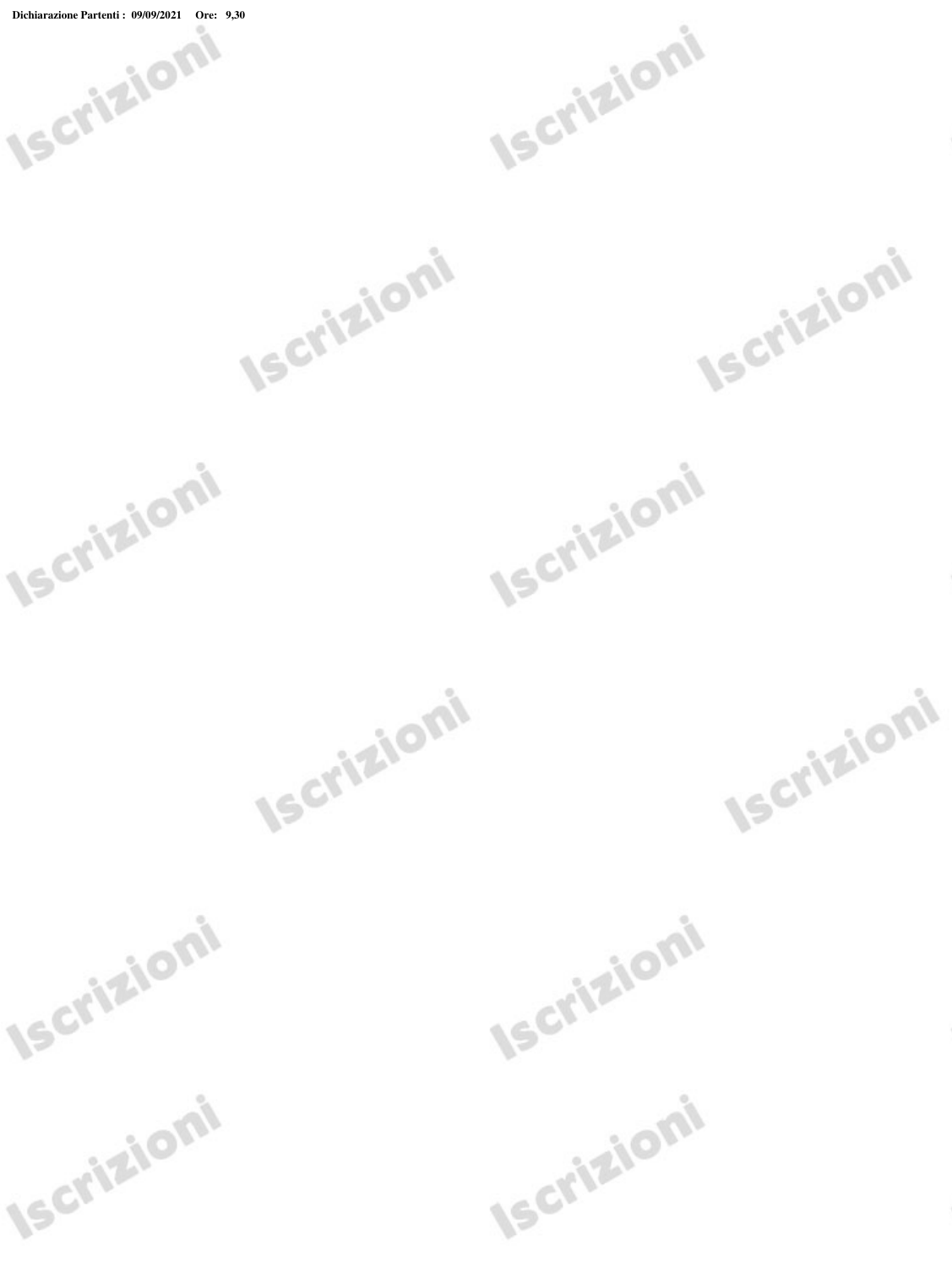**Dichiarazione Partenti : 09/09/2021 Ore: 9,30**